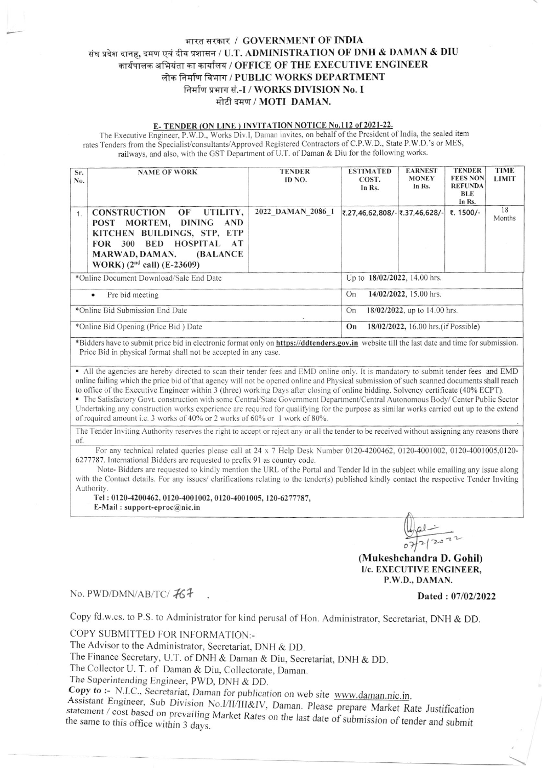# भारत सरकार / GOVERNMENT OF INDIA
## संघ प्रदेश दानह, दमण एवं दीव प्रशासन / U.T. ADMINISTRATION OF DNH & DAMAN & DIU
## कार्यपालक अभियंता का कार्यालय / OFFICE OF THE EXECUTIVE ENGINEER
## लोक निर्माण विभाग / PUBLIC WORKS DEPARTMENT
## निर्माण प्रभाग सं.-I / WORKS DIVISION No. I
## मोटी दमण / MOTI DAMAN.

**E- TENDER (ON LINE ) INVITATION NOTICE No.112 of 2021-22.**

The Executive Engineer, P.W.D., Works Div.I, Daman invites, on behalf of the President of India, the sealed item rates Tenders from the Specialist/consultants/Approved Registered Contractors of C.P.W.D., State P.W.D.'s or MES, railways, and also, with the GST Department of U.T. of Daman & Diu for the following works.

| Sr. No. | NAME OF WORK | TENDER ID NO. | ESTIMATED COST. In Rs. | EARNEST MONEY In Rs. | TENDER FEES NON REFUNDABLE In Rs. | TIME LIMIT |
|---|---|---|---|---|---|---|
| 1. | **CONSTRUCTION OF UTILITY, POST MORTEM, DINING AND KITCHEN BUILDINGS, STP, ETP FOR 300 BED HOSPITAL AT MARWAD, DAMAN. (BALANCE WORK) (2nd call) (E-23609)** | 2022_DAMAN_2086_1 | ₹.27,46,62,808/- | ₹.37,46,628/- | ₹. 1500/- | 18 Months |
| *Online Document Download/Sale End Date | | | Up to **18/02/2022**, 14.00 hrs. | | | |
| • Pre bid meeting | | | On **14/02/2022**, 15.00 hrs. | | | |
| *Online Bid Submission End Date | | | On **18/02/2022**, up to 14.00 hrs. | | | |
| *Online Bid Opening (Price Bid ) Date | | | **On 18/02/2022**, 16.00 hrs.(if Possible) | | | |

*Bidders have to submit price bid in electronic format only on **https://ddtenders.gov.in** website till the last date and time for submission. Price Bid in physical format shall not be accepted in any case.

- All the agencies are hereby directed to scan their tender fees and EMD online only. It is mandatory to submit tender fees and EMD online failing which the price bid of that agency will not be opened online and Physical submission of such scanned documents shall reach to office of the Executive Engineer within 3 (three) working Days after closing of online bidding. Solvency certificate (40% ECPT).
- The Satisfactory Govt. construction with some Central/State Government Department/Central Autonomous Body/ Center Public Sector Undertaking any construction works experience are required for qualifying for the purpose as similar works carried out up to the extend of required amount i.e. 3 works of 40% or 2 works of 60% or 1 work of 80%.

The Tender Inviting Authority reserves the right to accept or reject any or all the tender to be received without assigning any reasons there of.

For any technical related queries please call at 24 x 7 Help Desk Number 0120-4200462, 0120-4001002, 0120-4001005,0120-6277787. International Bidders are requested to prefix 91 as country code.

Note- Bidders are requested to kindly mention the URL of the Portal and Tender Id in the subject while emailing any issue along with the Contact details. For any issues/ clarifications relating to the tender(s) published kindly contact the respective Tender Inviting Authority.

**Tel : 0120-4200462, 0120-4001002, 0120-4001005, 120-6277787,**
**E-Mail : support-eproc@nic.in**

07/2/2022

**(Mukeshchandra D. Gohil)**
**I/c. EXECUTIVE ENGINEER,**
**P.W.D., DAMAN.**

No. PWD/DMN/AB/TC/ 767 , **Dated : 07/02/2022**

Copy fd.w.cs. to P.S. to Administrator for kind perusal of Hon. Administrator, Secretariat, DNH & DD.

COPY SUBMITTED FOR INFORMATION:-

The Advisor to the Administrator, Secretariat, DNH & DD.
The Finance Secretary, U.T. of DNH & Daman & Diu, Secretariat, DNH & DD.
The Collector U. T. of Daman & Diu, Collectorate, Daman.
The Superintending Engineer, PWD, DNH & DD.

**Copy to :-** N.I.C., Secretariat, Daman for publication on web site www.daman.nic.in.
Assistant Engineer, Sub Division No.I/II/III&IV, Daman. Please prepare Market Rate Justification statement / cost based on prevailing Market Rates on the last date of submission of tender and submit the same to this office within 3 days.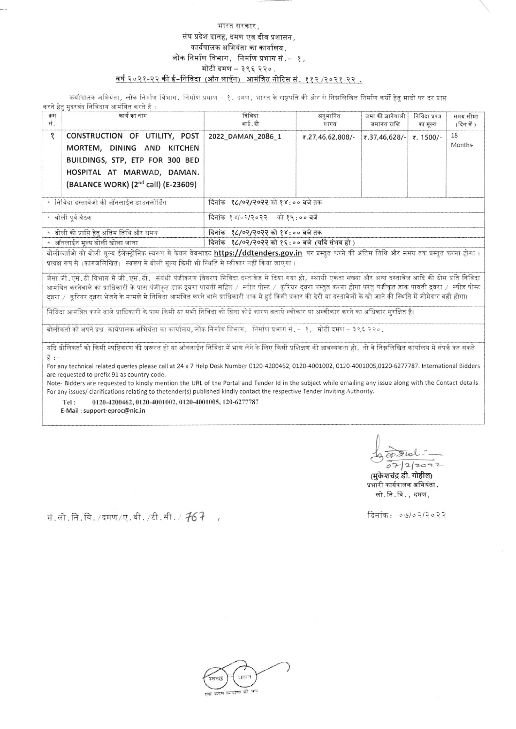भारत सरकार,
संघ प्रदेश दानह, दमण एवं दीव प्रशासन,
कार्यपालक अभियंता का कार्यालय,
लोक निर्माण विभाग, निर्माण प्रभाग सं. - १,
मोटी दमण – ३९६ २२०.

**वर्ष २०२१-२२ की ई-निविदा (ऑन लाईन) आमंत्रित नोटिस सं. ११२/२०२१-२२ .**

कार्यपालक अभियंता, लोक निर्माण विभाग, निर्माण प्रभाग - १, दमण, भारत के राष्ट्रपति की ओर से निम्नलिखित निर्माण कार्यो हेतु मदों पर दर प्राप्त करने हेतु मुहरबंद निविदाय आमंत्रित करते हैं :

| क्रम सं. | कार्य का नाम | निविदा आई.डी | अनुमानित लागत | जमा की जानेवाली जमानत राशि | निविदा प्रपत्र का मूल्य | समय सीमा (दिन में) |
|---|---|---|---|---|---|---|
| १ | **CONSTRUCTION OF UTILITY, POST MORTEM, DINING AND KITCHEN BUILDINGS, STP, ETP FOR 300 BED HOSPITAL AT MARWAD, DAMAN. (BALANCE WORK) (2nd call) (E-23609)** | 2022_DAMAN_2086_1 | ₹.27,46,62,808/- | ₹.37,46,628/- | ₹. 1500/- | 18 Months |

| | |
|---|---|
| * निविदा दस्तावेजो की ऑनलाईन डाउनलोडिंग | **दिनांक १८/०२/२०२२ को १४:०० बजे तक** |
| * बोली पूर्व बैठक | **दिनांक १४/०२/२०२२ को १५:०० बजे** |
| * बोली की प्राप्ति हेतु अंतिम तिथि और समय | **दिनांक १८/०२/२०२२ को १४:०० बजे तक** |
| * ऑनलाईन मूल्य बोली खोला जाना | **दिनांक १८/०२/२०२२ को १६:०० बजे (यदि संभव हो)** |

बोलीकर्ताओ को बोली मूल्य ईलेक्ट्रोनिक स्वरूप मे केवल वेबसाइट **https://ddtenders.gov.in** पर प्रस्तुत करने की अंतिम तिथि और समय तक प्रस्तुत करना होगा। प्रत्यक्ष रूप से (कागजलिखित) स्वरूप मे बोली मूल्य किसी भी स्थिति मे स्वीकार नहीं किया जाएगा।

जैसा जी.एस.टी विभाग से जी.एस.टी. संबंधी पंजीकरण विवरण निविदा दस्तावेज मे दिया गया हो, स्थायी एकता संख्या और अन्य दस्तावेज आदि की ठोस प्रति निविदा आमंत्रित करनेवाले का प्राधिकारी के पास पंजीकृत डाक द्वरा पावती सहित / स्पीड पोस्ट / कुरियर द्वरा प्रस्तुत करना होगा परंतु पंजीकृत डाक पावती द्वरा / स्पीड पोस्ट द्वरा / कुरियर द्वरा भेजने के मामले मे निविदा आमंत्रित करने वाले प्राधिकारी डाक मे हुई किसी प्रकार की देरी या दस्तावेजों के खो जाने की स्थिति में जीमेदार नही होगा।

निविदा आमंत्रित करने वाले प्राधिकारी के पास किसी या सभी निविदा को बिना कोई कारण बताये स्वीकार या अस्वीकार करने का अधिकार सुरक्षित है।

बोलीकर्ता को अपने प्रश्न कार्यपालक अभियंता का कार्यालय, लोक निर्माण विभाग, निर्माण प्रभाग सं. - १, मोटी दमण – ३९६ २२०.

यदि बोलिकर्ता को किसी स्पष्टिकरण की जरूरत हो या ऑनलाईन निविदा में भाग लेने के लिए किसी प्रशिक्षण की आवस्यकता हो, तो वे निम्नलिखित कार्यालय में संपर्क कर सकते है :-

For any technical related queries please call at 24 x 7 Help Desk Number 0120-4200462, 0120-4001002, 0120-4001005,0120-6277787. International Bidders are requested to prefix 91 as country code.

Note- Bidders are requested to kindly mention the URL of the Portal and Tender Id in the subject while emailing any issue along with the Contact details. For any issues/ clarifications relating to thetender(s) published kindly contact the respective Tender Inviting Authority.

Tel : 0120-4200462, 0120-4001002, 0120-4001005, 120-6277787
E-Mail : support-eproc@nic.in

07/2/2022

(मुकेशचंद्र डी. गोहील)
प्रभारी कार्यपालक अभियंता,
लो.नि.वि., दमण,

सं.लो.नि.वि./दमण/ए.बी./टी.सी./ 767 ,

दिनांक: ०७/०२/२०२२

स्वच्छ भारत
एक कदम स्वच्छता की ओर